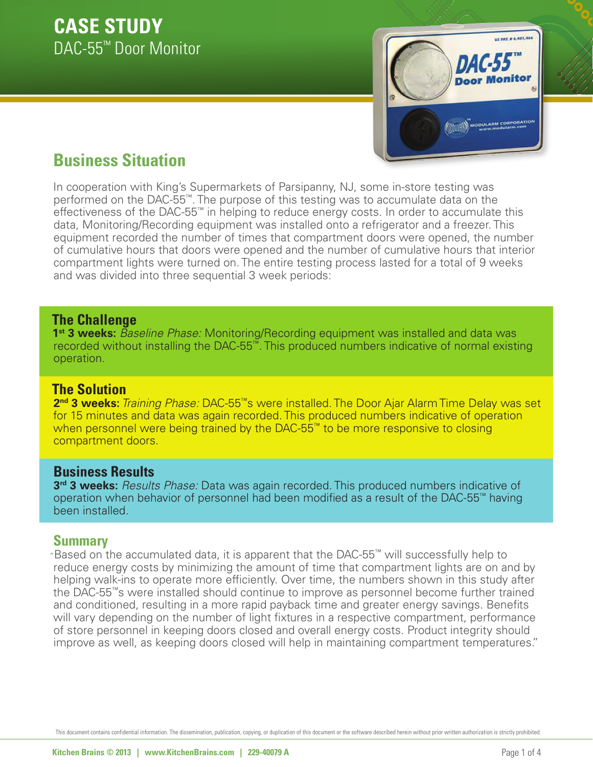# CASE STUDY

DAC-55™ Door Monitor

## Business Situation

In cooperation with King's Supermarkets of Parsipanny, NJ, some in-store testing was performed on the DAC-55™. The purpose of this testing was to accumulate data on the effectiveness of the DAC-55™ in helping to reduce energy costs. In order to accumulate this data, Monitoring/Recording equipment was installed onto a refrigerator and a freezer. This equipment recorded the number of times that compartment doors were opened, the number of cumulative hours that doors were opened and the number of cumulative hours that interior compartment lights were turned on. The entire testing process lasted for a total of 9 weeks and was divided into three sequential 3 week periods:

### The Challenge

**1st 3 weeks:** *Baseline Phase:* Monitoring/Recording equipment was installed and data was recorded without installing the DAC-55™. This produced numbers indicative of normal existing operation.

### The Solution

**2nd 3 weeks:** *Training Phase:* DAC-55™s were installed. The Door Ajar Alarm Time Delay was set for 15 minutes and data was again recorded. This produced numbers indicative of operation when personnel were being trained by the DAC-55™ to be more responsive to closing compartment doors.

### Business Results

**3rd 3 weeks:** *Results Phase:* Data was again recorded. This produced numbers indicative of operation when behavior of personnel had been modified as a result of the DAC-55™ having been installed.

## Summary

"Based on the accumulated data, it is apparent that the DAC-55™ will successfully help to reduce energy costs by minimizing the amount of time that compartment lights are on and by helping walk-ins to operate more efficiently. Over time, the numbers shown in this study after the DAC-55™s were installed should continue to improve as personnel become further trained and conditioned, resulting in a more rapid payback time and greater energy savings. Benefits will vary depending on the number of light fixtures in a respective compartment, performance of store personnel in keeping doors closed and overall energy costs. Product integrity should improve as well, as keeping doors closed will help in maintaining compartment temperatures."

This document contains confidential information. The dissemination, publication, copying, or duplication of this document or the software described herein without prior written authorization is strictly prohibited.

Kitchen Brains © 2013 | www.KitchenBrains.com | 229-40079 A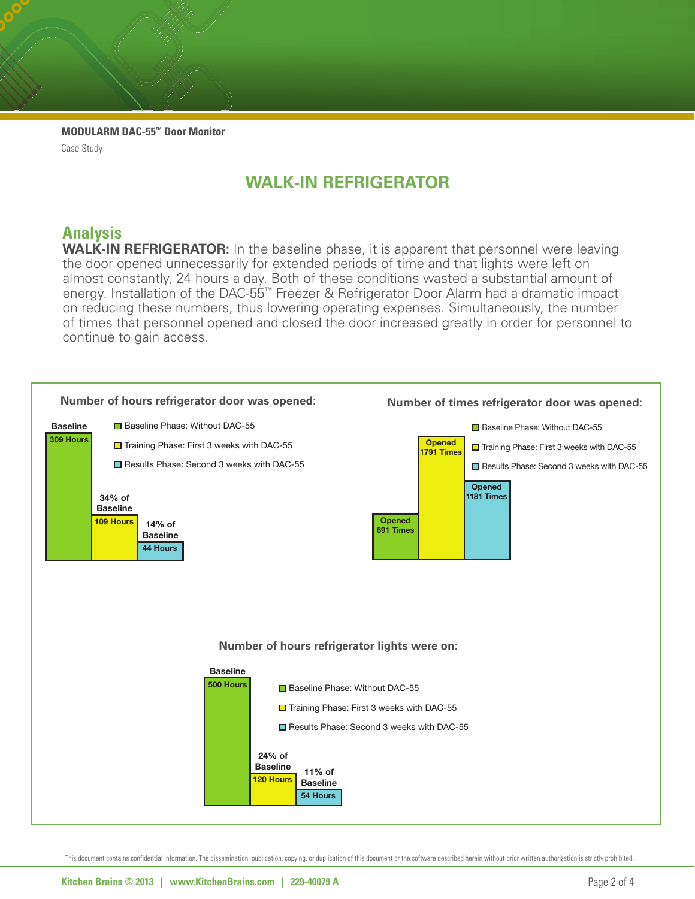**MODULARM DAC-55™ Door Monitor**

Case Study

# WALK-IN REFRIGERATOR

## Analysis

**WALK-IN REFRIGERATOR:** In the baseline phase, it is apparent that personnel were leaving the door opened unnecessarily for extended periods of time and that lights were left on almost constantly, 24 hours a day. Both of these conditions wasted a substantial amount of energy. Installation of the DAC-55™ Freezer & Refrigerator Door Alarm had a dramatic impact on reducing these numbers, thus lowering operating expenses. Simultaneously, the number of times that personnel opened and closed the door increased greatly in order for personnel to continue to gain access.

**Number of hours refrigerator door was opened:**

| Phase | Hours | % of Baseline |
| --- | --- | --- |
| Baseline Phase: Without DAC-55 | 309 Hours | Baseline |
| Training Phase: First 3 weeks with DAC-55 | 109 Hours | 34% of Baseline |
| Results Phase: Second 3 weeks with DAC-55 | 44 Hours | 14% of Baseline |

**Number of times refrigerator door was opened:**

| Phase | Times Opened |
| --- | --- |
| Baseline Phase: Without DAC-55 | Opened 691 Times |
| Training Phase: First 3 weeks with DAC-55 | Opened 1791 Times |
| Results Phase: Second 3 weeks with DAC-55 | Opened 1181 Times |

**Number of hours refrigerator lights were on:**

| Phase | Hours | % of Baseline |
| --- | --- | --- |
| Baseline Phase: Without DAC-55 | 500 Hours | Baseline |
| Training Phase: First 3 weeks with DAC-55 | 120 Hours | 24% of Baseline |
| Results Phase: Second 3 weeks with DAC-55 | 54 Hours | 11% of Baseline |

This document contains confidential information. The dissemination, publication, copying, or duplication of this document or the software described herein without prior written authorization is strictly prohibited.

Kitchen Brains © 2013 | www.KitchenBrains.com | 229-40079 A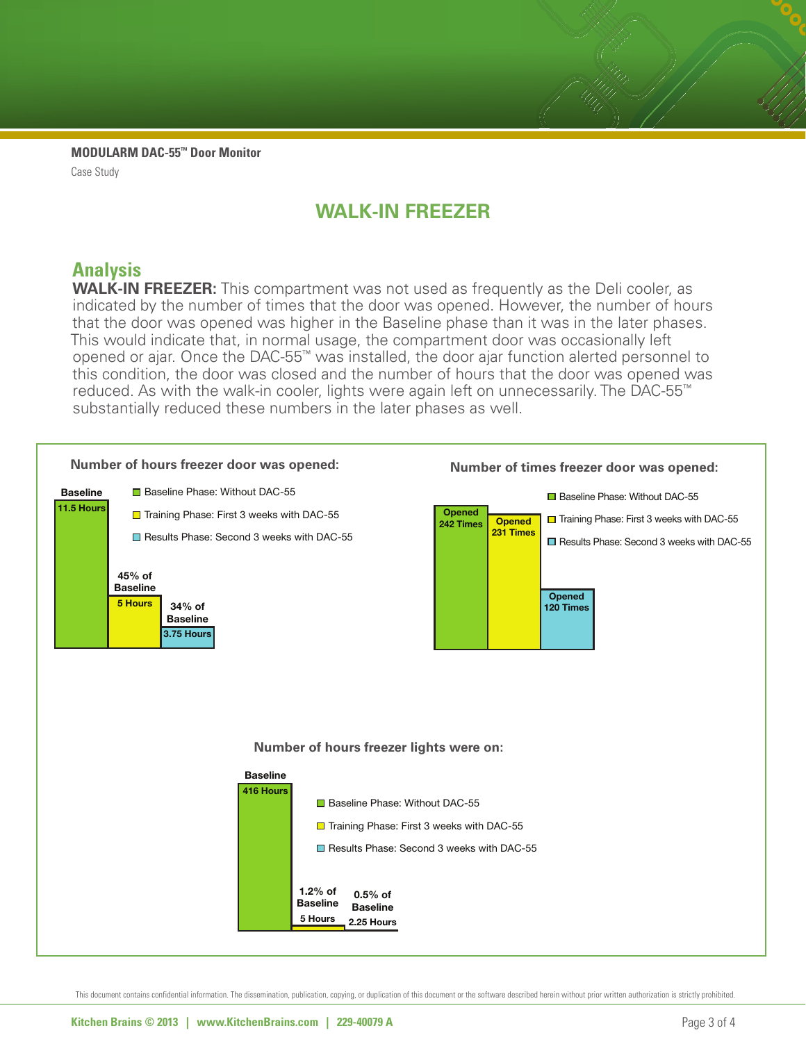**MODULARM DAC-55™ Door Monitor**

Case Study

# WALK-IN FREEZER

## Analysis

**WALK-IN FREEZER:** This compartment was not used as frequently as the Deli cooler, as indicated by the number of times that the door was opened. However, the number of hours that the door was opened was higher in the Baseline phase than it was in the later phases. This would indicate that, in normal usage, the compartment door was occasionally left opened or ajar. Once the DAC-55™ was installed, the door ajar function alerted personnel to this condition, the door was closed and the number of hours that the door was opened was reduced. As with the walk-in cooler, lights were again left on unnecessarily. The DAC-55™ substantially reduced these numbers in the later phases as well.

### Number of hours freezer door was opened:

| Phase | Hours | % of Baseline |
|---|---|---|
| Baseline Phase: Without DAC-55 | 11.5 Hours | Baseline |
| Training Phase: First 3 weeks with DAC-55 | 5 Hours | 45% of Baseline |
| Results Phase: Second 3 weeks with DAC-55 | 3.75 Hours | 34% of Baseline |

### Number of times freezer door was opened:

| Phase | Times Opened |
|---|---|
| Baseline Phase: Without DAC-55 | Opened 242 Times |
| Training Phase: First 3 weeks with DAC-55 | Opened 231 Times |
| Results Phase: Second 3 weeks with DAC-55 | Opened 120 Times |

### Number of hours freezer lights were on:

| Phase | Hours | % of Baseline |
|---|---|---|
| Baseline Phase: Without DAC-55 | 416 Hours | Baseline |
| Training Phase: First 3 weeks with DAC-55 | 5 Hours | 1.2% of Baseline |
| Results Phase: Second 3 weeks with DAC-55 | 2.25 Hours | 0.5% of Baseline |

This document contains confidential information. The dissemination, publication, copying, or duplication of this document or the software described herein without prior written authorization is strictly prohibited.

Kitchen Brains © 2013 | www.KitchenBrains.com | 229-40079 A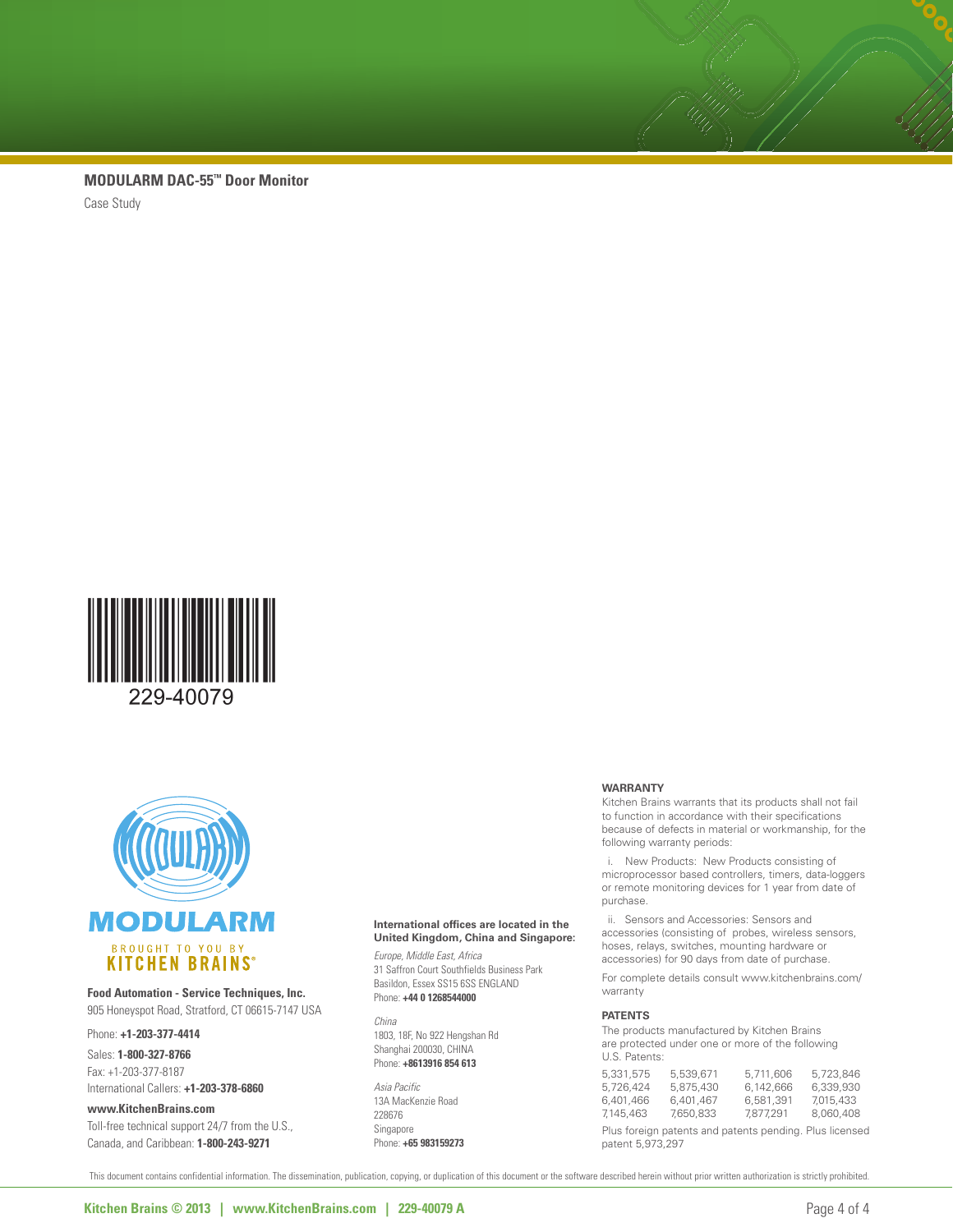**MODULARM DAC-55™ Door Monitor**

Case Study

229-40079

MODULARM

BROUGHT TO YOU BY
KITCHEN BRAINS®

**Food Automation - Service Techniques, Inc.**
905 Honeyspot Road, Stratford, CT 06615-7147 USA

Phone: **+1-203-377-4414**

Sales: **1-800-327-8766**
Fax: +1-203-377-8187
International Callers: **+1-203-378-6860**

**www.KitchenBrains.com**
Toll-free technical support 24/7 from the U.S., Canada, and Caribbean: **1-800-243-9271**

**International offices are located in the United Kingdom, China and Singapore:**

*Europe, Middle East, Africa*
31 Saffron Court Southfields Business Park
Basildon, Essex SS15 6SS ENGLAND
Phone: **+44 0 1268544000**

*China*
1803, 18F, No 922 Hengshan Rd
Shanghai 200030, CHINA
Phone: **+8613916 854 613**

*Asia Pacific*
13A MacKenzie Road
228676
Singapore
Phone: **+65 983159273**

**WARRANTY**

Kitchen Brains warrants that its products shall not fail to function in accordance with their specifications because of defects in material or workmanship, for the following warranty periods:

i. New Products: New Products consisting of microprocessor based controllers, timers, data-loggers or remote monitoring devices for 1 year from date of purchase.

ii. Sensors and Accessories: Sensors and accessories (consisting of probes, wireless sensors, hoses, relays, switches, mounting hardware or accessories) for 90 days from date of purchase.

For complete details consult www.kitchenbrains.com/warranty

**PATENTS**

The products manufactured by Kitchen Brains are protected under one or more of the following U.S. Patents:

| | | | |
|---|---|---|---|
| 5,331,575 | 5,539,671 | 5,711,606 | 5,723,846 |
| 5,726,424 | 5,875,430 | 6,142,666 | 6,339,930 |
| 6,401,466 | 6,401,467 | 6,581,391 | 7,015,433 |
| 7,145,463 | 7,650,833 | 7,877,291 | 8,060,408 |

Plus foreign patents and patents pending. Plus licensed patent 5,973,297

This document contains confidential information. The dissemination, publication, copying, or duplication of this document or the software described herein without prior written authorization is strictly prohibited.

**Kitchen Brains © 2013 | www.KitchenBrains.com | 229-40079 A**